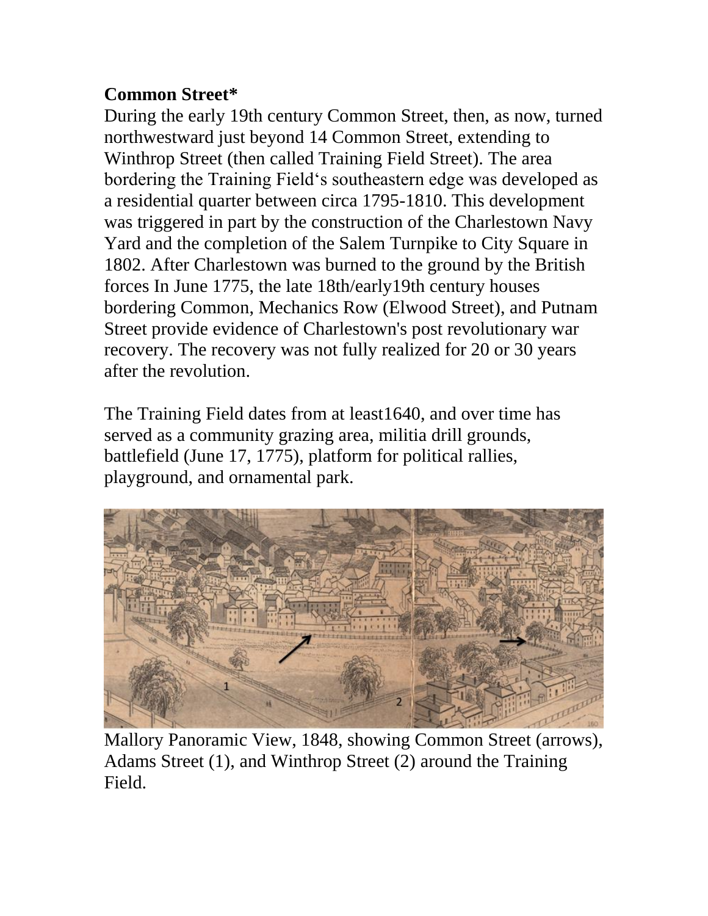**Common Street***

During the early 19th century Common Street, then, as now, turned northwestward just beyond 14 Common Street, extending to Winthrop Street (then called Training Field Street). The area bordering the Training Field's southeastern edge was developed as a residential quarter between circa 1795-1810. This development was triggered in part by the construction of the Charlestown Navy Yard and the completion of the Salem Turnpike to City Square in 1802. After Charlestown was burned to the ground by the British forces In June 1775, the late 18th/early19th century houses bordering Common, Mechanics Row (Elwood Street), and Putnam Street provide evidence of Charlestown's post revolutionary war recovery. The recovery was not fully realized for 20 or 30 years after the revolution.

The Training Field dates from at least1640, and over time has served as a community grazing area, militia drill grounds, battlefield (June 17, 1775), platform for political rallies, playground, and ornamental park.

Mallory Panoramic View, 1848, showing Common Street (arrows), Adams Street (1), and Winthrop Street (2) around the Training Field.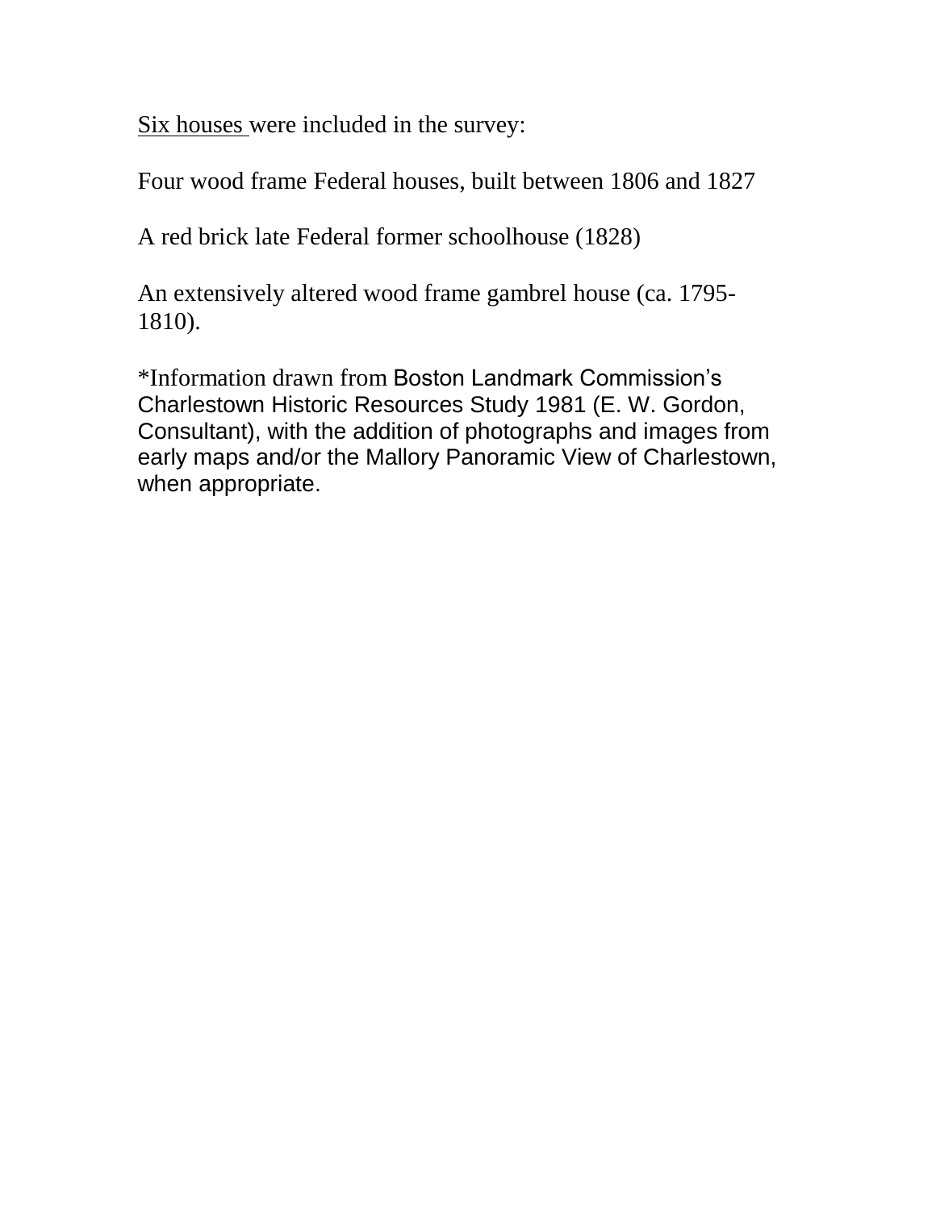<u>Six houses</u> were included in the survey:

Four wood frame Federal houses, built between 1806 and 1827

A red brick late Federal former schoolhouse (1828)

An extensively altered wood frame gambrel house (ca. 1795-1810).

*Information drawn from Boston Landmark Commission's Charlestown Historic Resources Study 1981 (E. W. Gordon, Consultant), with the addition of photographs and images from early maps and/or the Mallory Panoramic View of Charlestown, when appropriate.